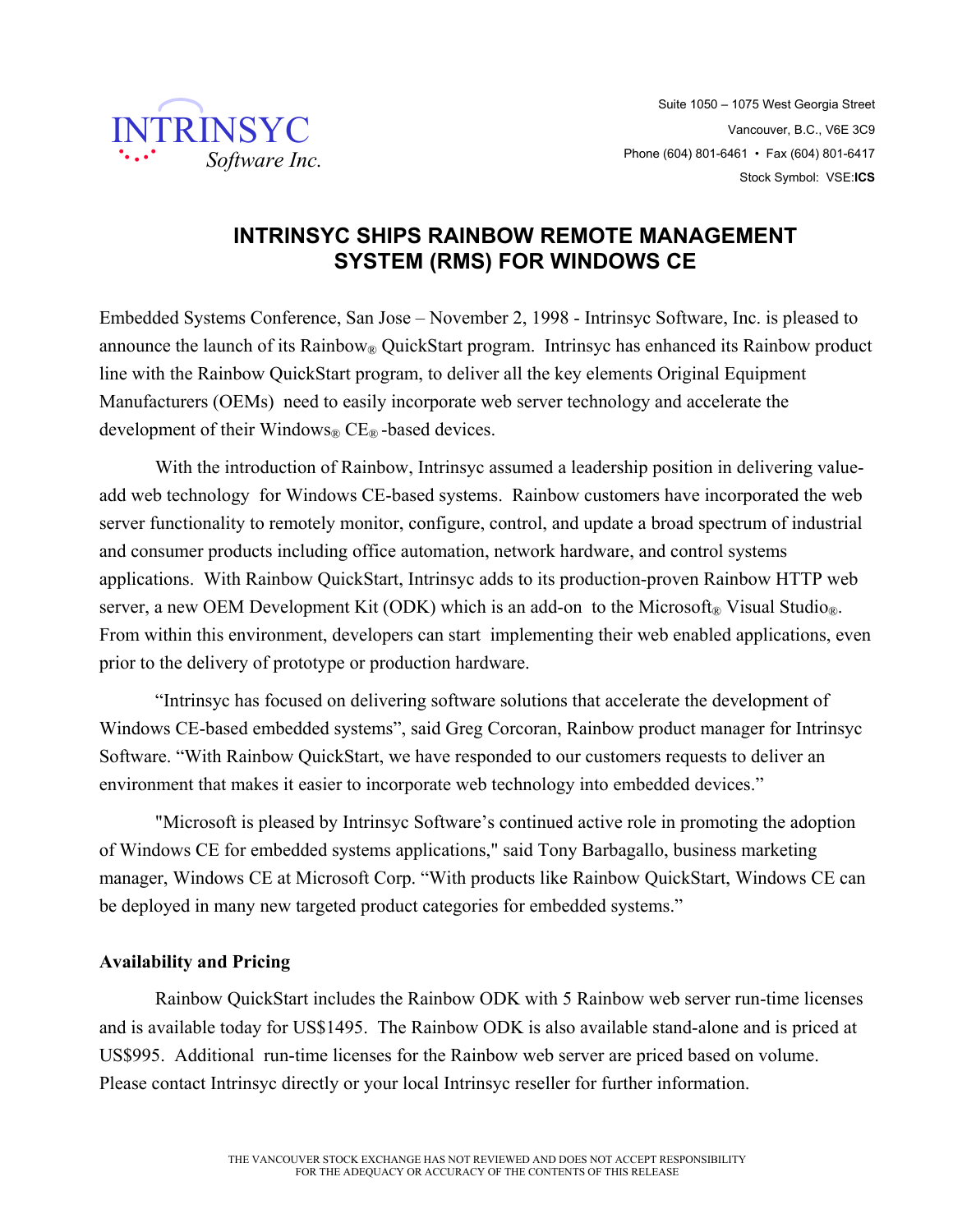INTRINSYC Software Inc.

Suite 1050 – 1075 West Georgia Street
Vancouver, B.C., V6E 3C9
Phone (604) 801-6461 • Fax (604) 801-6417
Stock Symbol: VSE:**ICS**

# INTRINSYC SHIPS RAINBOW REMOTE MANAGEMENT SYSTEM (RMS) FOR WINDOWS CE

Embedded Systems Conference, San Jose – November 2, 1998 - Intrinsyc Software, Inc. is pleased to announce the launch of its Rainbow® QuickStart program. Intrinsyc has enhanced its Rainbow product line with the Rainbow QuickStart program, to deliver all the key elements Original Equipment Manufacturers (OEMs) need to easily incorporate web server technology and accelerate the development of their Windows® CE® -based devices.

With the introduction of Rainbow, Intrinsyc assumed a leadership position in delivering value-add web technology for Windows CE-based systems. Rainbow customers have incorporated the web server functionality to remotely monitor, configure, control, and update a broad spectrum of industrial and consumer products including office automation, network hardware, and control systems applications. With Rainbow QuickStart, Intrinsyc adds to its production-proven Rainbow HTTP web server, a new OEM Development Kit (ODK) which is an add-on to the Microsoft® Visual Studio®. From within this environment, developers can start implementing their web enabled applications, even prior to the delivery of prototype or production hardware.

"Intrinsyc has focused on delivering software solutions that accelerate the development of Windows CE-based embedded systems", said Greg Corcoran, Rainbow product manager for Intrinsyc Software. "With Rainbow QuickStart, we have responded to our customers requests to deliver an environment that makes it easier to incorporate web technology into embedded devices."

"Microsoft is pleased by Intrinsyc Software's continued active role in promoting the adoption of Windows CE for embedded systems applications," said Tony Barbagallo, business marketing manager, Windows CE at Microsoft Corp. "With products like Rainbow QuickStart, Windows CE can be deployed in many new targeted product categories for embedded systems."

## Availability and Pricing

Rainbow QuickStart includes the Rainbow ODK with 5 Rainbow web server run-time licenses and is available today for US$1495. The Rainbow ODK is also available stand-alone and is priced at US$995. Additional run-time licenses for the Rainbow web server are priced based on volume. Please contact Intrinsyc directly or your local Intrinsyc reseller for further information.

THE VANCOUVER STOCK EXCHANGE HAS NOT REVIEWED AND DOES NOT ACCEPT RESPONSIBILITY FOR THE ADEQUACY OR ACCURACY OF THE CONTENTS OF THIS RELEASE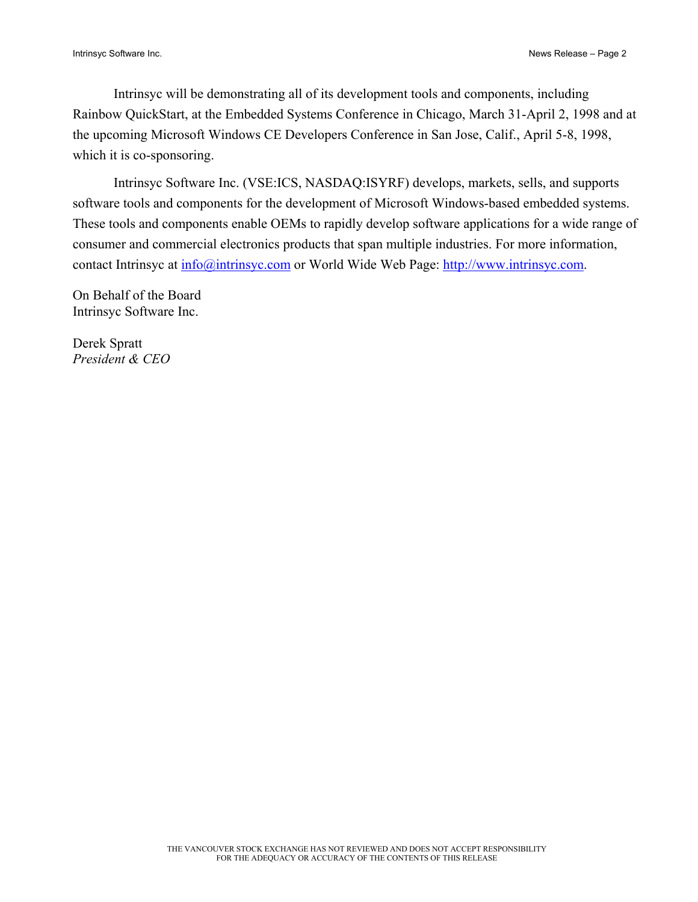Intrinsyc will be demonstrating all of its development tools and components, including Rainbow QuickStart, at the Embedded Systems Conference in Chicago, March 31-April 2, 1998 and at the upcoming Microsoft Windows CE Developers Conference in San Jose, Calif., April 5-8, 1998, which it is co-sponsoring.

Intrinsyc Software Inc. (VSE:ICS, NASDAQ:ISYRF) develops, markets, sells, and supports software tools and components for the development of Microsoft Windows-based embedded systems. These tools and components enable OEMs to rapidly develop software applications for a wide range of consumer and commercial electronics products that span multiple industries. For more information, contact Intrinsyc at info@intrinsyc.com or World Wide Web Page: http://www.intrinsyc.com.

On Behalf of the Board
Intrinsyc Software Inc.

Derek Spratt
*President & CEO*

THE VANCOUVER STOCK EXCHANGE HAS NOT REVIEWED AND DOES NOT ACCEPT RESPONSIBILITY FOR THE ADEQUACY OR ACCURACY OF THE CONTENTS OF THIS RELEASE